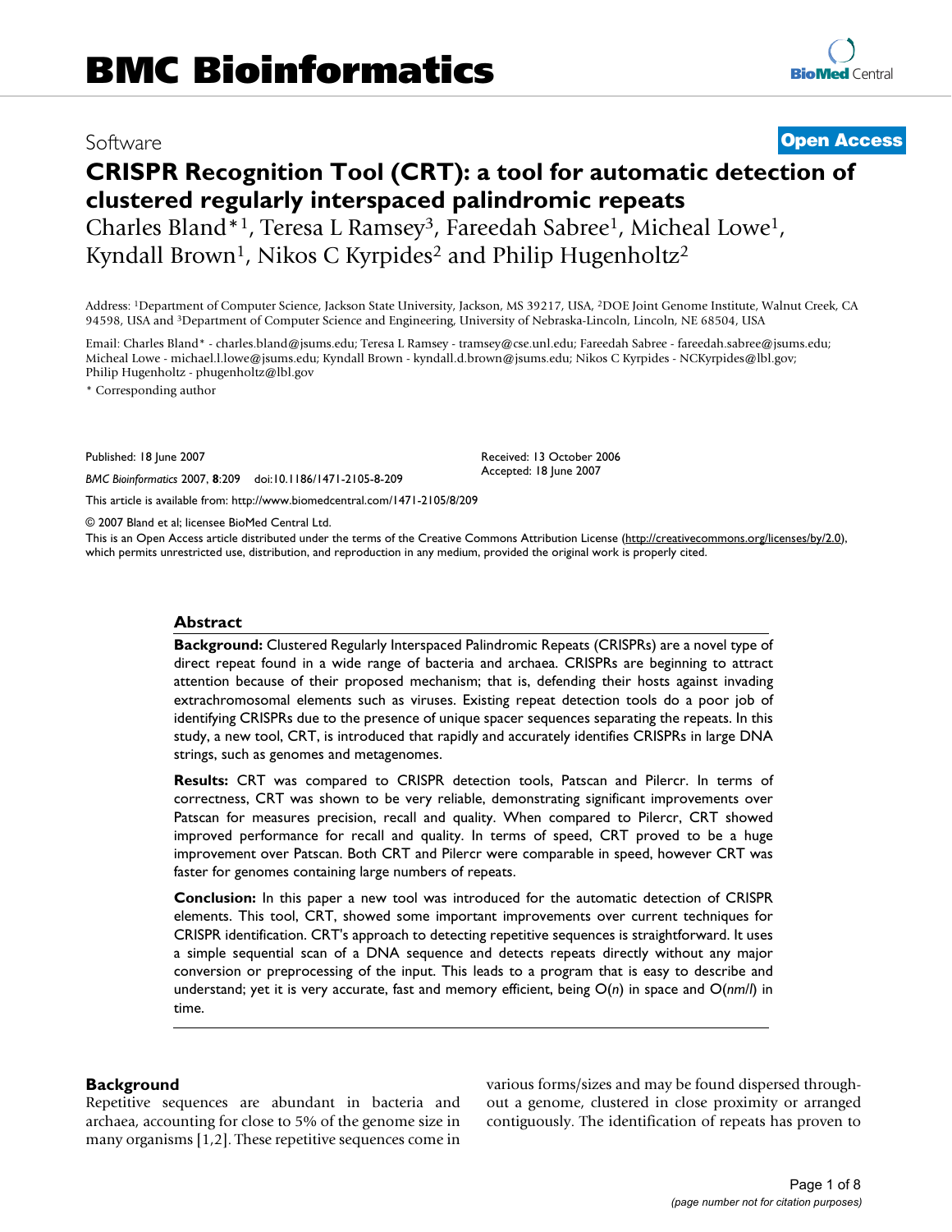# BMC Bioinformatics

Software

**Open Access**

# CRISPR Recognition Tool (CRT): a tool for automatic detection of clustered regularly interspaced palindromic repeats

Charles Bland*[1], Teresa L Ramsey[3], Fareedah Sabree[1], Micheal Lowe[1], Kyndall Brown[1], Nikos C Kyrpides[2] and Philip Hugenholtz[2]

Address: [1]Department of Computer Science, Jackson State University, Jackson, MS 39217, USA, [2]DOE Joint Genome Institute, Walnut Creek, CA 94598, USA and [3]Department of Computer Science and Engineering, University of Nebraska-Lincoln, Lincoln, NE 68504, USA

Email: Charles Bland* - charles.bland@jsums.edu; Teresa L Ramsey - tramsey@cse.unl.edu; Fareedah Sabree - fareedah.sabree@jsums.edu; Micheal Lowe - michael.l.lowe@jsums.edu; Kyndall Brown - kyndall.d.brown@jsums.edu; Nikos C Kyrpides - NCKyrpides@lbl.gov; Philip Hugenholtz - phugenholtz@lbl.gov

\* Corresponding author

Published: 18 June 2007

*BMC Bioinformatics* 2007, **8**:209 doi:10.1186/1471-2105-8-209

Received: 13 October 2006
Accepted: 18 June 2007

This article is available from: http://www.biomedcentral.com/1471-2105/8/209

© 2007 Bland et al; licensee BioMed Central Ltd.

This is an Open Access article distributed under the terms of the Creative Commons Attribution License (http://creativecommons.org/licenses/by/2.0), which permits unrestricted use, distribution, and reproduction in any medium, provided the original work is properly cited.

## Abstract

**Background:** Clustered Regularly Interspaced Palindromic Repeats (CRISPRs) are a novel type of direct repeat found in a wide range of bacteria and archaea. CRISPRs are beginning to attract attention because of their proposed mechanism; that is, defending their hosts against invading extrachromosomal elements such as viruses. Existing repeat detection tools do a poor job of identifying CRISPRs due to the presence of unique spacer sequences separating the repeats. In this study, a new tool, CRT, is introduced that rapidly and accurately identifies CRISPRs in large DNA strings, such as genomes and metagenomes.

**Results:** CRT was compared to CRISPR detection tools, Patscan and Pilercr. In terms of correctness, CRT was shown to be very reliable, demonstrating significant improvements over Patscan for measures precision, recall and quality. When compared to Pilercr, CRT showed improved performance for recall and quality. In terms of speed, CRT proved to be a huge improvement over Patscan. Both CRT and Pilercr were comparable in speed, however CRT was faster for genomes containing large numbers of repeats.

**Conclusion:** In this paper a new tool was introduced for the automatic detection of CRISPR elements. This tool, CRT, showed some important improvements over current techniques for CRISPR identification. CRT's approach to detecting repetitive sequences is straightforward. It uses a simple sequential scan of a DNA sequence and detects repeats directly without any major conversion or preprocessing of the input. This leads to a program that is easy to describe and understand; yet it is very accurate, fast and memory efficient, being $O(n)$ in space and $O(nm/l)$ in time.

## Background

Repetitive sequences are abundant in bacteria and archaea, accounting for close to 5% of the genome size in many organisms [1,2]. These repetitive sequences come in various forms/sizes and may be found dispersed throughout a genome, clustered in close proximity or arranged contiguously. The identification of repeats has proven to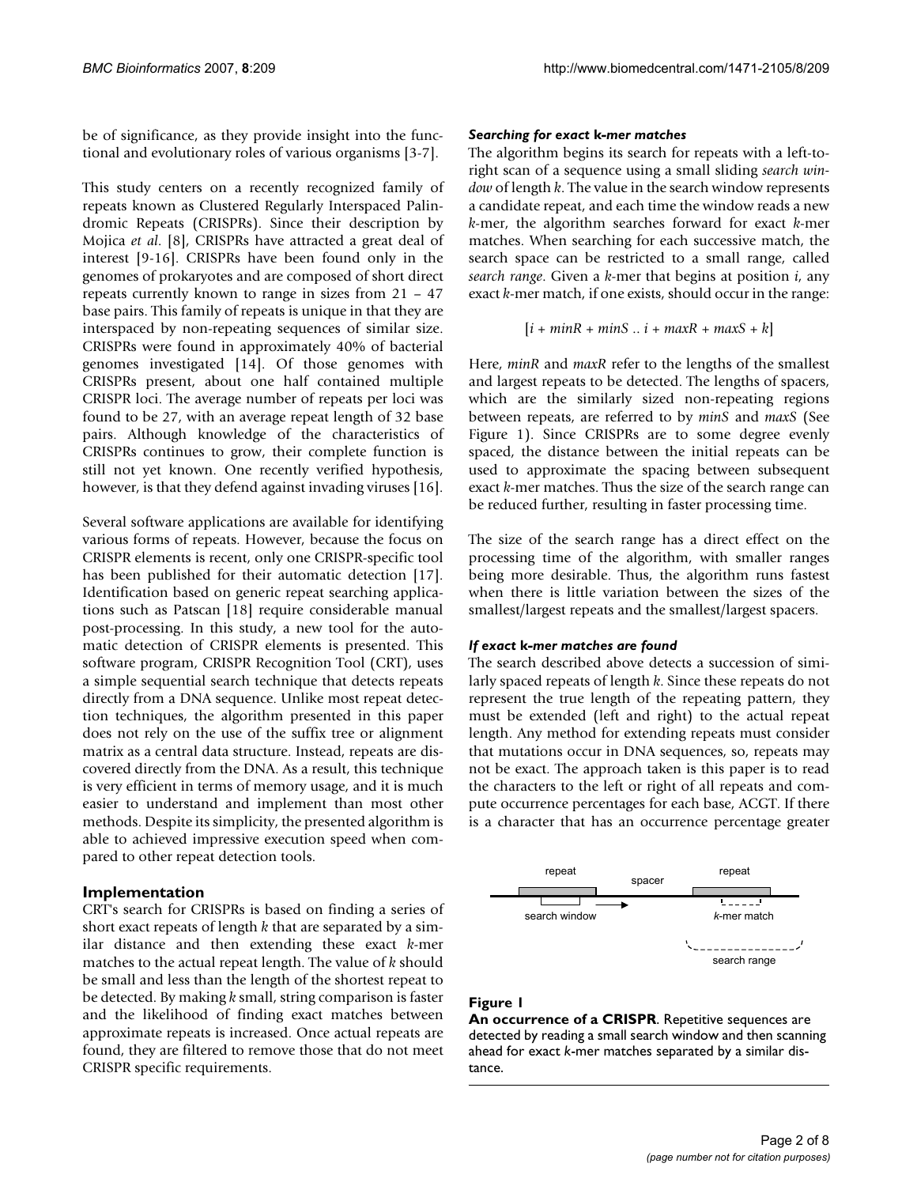be of significance, as they provide insight into the functional and evolutionary roles of various organisms [3-7].

This study centers on a recently recognized family of repeats known as Clustered Regularly Interspaced Palindromic Repeats (CRISPRs). Since their description by Mojica *et al*. [8], CRISPRs have attracted a great deal of interest [9-16]. CRISPRs have been found only in the genomes of prokaryotes and are composed of short direct repeats currently known to range in sizes from 21 – 47 base pairs. This family of repeats is unique in that they are interspaced by non-repeating sequences of similar size. CRISPRs were found in approximately 40% of bacterial genomes investigated [14]. Of those genomes with CRISPRs present, about one half contained multiple CRISPR loci. The average number of repeats per loci was found to be 27, with an average repeat length of 32 base pairs. Although knowledge of the characteristics of CRISPRs continues to grow, their complete function is still not yet known. One recently verified hypothesis, however, is that they defend against invading viruses [16].

Several software applications are available for identifying various forms of repeats. However, because the focus on CRISPR elements is recent, only one CRISPR-specific tool has been published for their automatic detection [17]. Identification based on generic repeat searching applications such as Patscan [18] require considerable manual post-processing. In this study, a new tool for the automatic detection of CRISPR elements is presented. This software program, CRISPR Recognition Tool (CRT), uses a simple sequential search technique that detects repeats directly from a DNA sequence. Unlike most repeat detection techniques, the algorithm presented in this paper does not rely on the use of the suffix tree or alignment matrix as a central data structure. Instead, repeats are discovered directly from the DNA. As a result, this technique is very efficient in terms of memory usage, and it is much easier to understand and implement than most other methods. Despite its simplicity, the presented algorithm is able to achieved impressive execution speed when compared to other repeat detection tools.

## Implementation

CRT's search for CRISPRs is based on finding a series of short exact repeats of length $k$ that are separated by a similar distance and then extending these exact $k$-mer matches to the actual repeat length. The value of $k$ should be small and less than the length of the shortest repeat to be detected. By making $k$ small, string comparison is faster and the likelihood of finding exact matches between approximate repeats is increased. Once actual repeats are found, they are filtered to remove those that do not meet CRISPR specific requirements.

### *Searching for exact k-mer matches*

The algorithm begins its search for repeats with a left-to-right scan of a sequence using a small sliding *search window* of length $k$. The value in the search window represents a candidate repeat, and each time the window reads a new $k$-mer, the algorithm searches forward for exact $k$-mer matches. When searching for each successive match, the search space can be restricted to a small range, called *search range*. Given a $k$-mer that begins at position $i$, any exact $k$-mer match, if one exists, should occur in the range:

$$[i + minR + minS \,..\, i + maxR + maxS + k]$$

Here, $minR$ and $maxR$ refer to the lengths of the smallest and largest repeats to be detected. The lengths of spacers, which are the similarly sized non-repeating regions between repeats, are referred to by $minS$ and $maxS$ (See Figure 1). Since CRISPRs are to some degree evenly spaced, the distance between the initial repeats can be used to approximate the spacing between subsequent exact $k$-mer matches. Thus the size of the search range can be reduced further, resulting in faster processing time.

The size of the search range has a direct effect on the processing time of the algorithm, with smaller ranges being more desirable. Thus, the algorithm runs fastest when there is little variation between the sizes of the smallest/largest repeats and the smallest/largest spacers.

### *If exact k-mer matches are found*

The search described above detects a succession of similarly spaced repeats of length $k$. Since these repeats do not represent the true length of the repeating pattern, they must be extended (left and right) to the actual repeat length. Any method for extending repeats must consider that mutations occur in DNA sequences, so, repeats may not be exact. The approach taken is this paper is to read the characters to the left or right of all repeats and compute occurrence percentages for each base, ACGT. If there is a character that has an occurrence percentage greater

repeat
spacer
repeat
search window
$k$-mer match
search range

**Figure 1**

**An occurrence of a CRISPR**. Repetitive sequences are detected by reading a small search window and then scanning ahead for exact $k$-mer matches separated by a similar distance.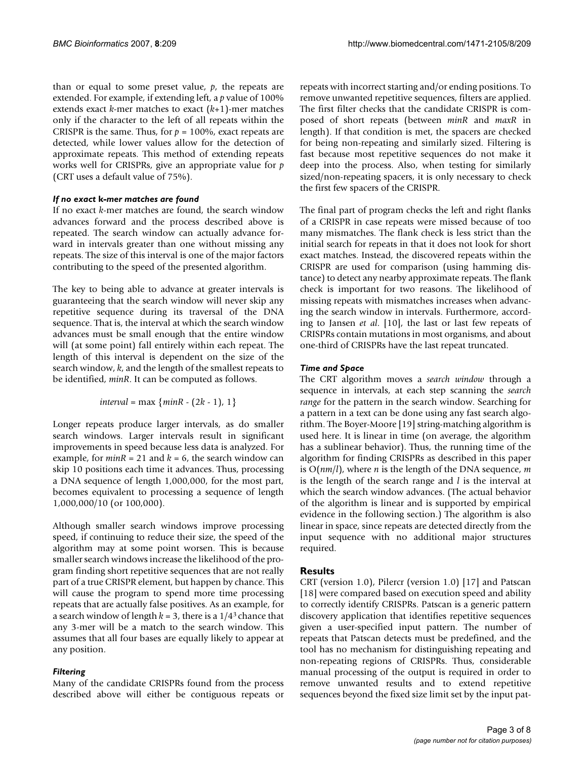than or equal to some preset value, $p$, the repeats are extended. For example, if extending left, a $p$ value of 100% extends exact $k$-mer matches to exact $(k+1)$-mer matches only if the character to the left of all repeats within the CRISPR is the same. Thus, for $p = 100\%$, exact repeats are detected, while lower values allow for the detection of approximate repeats. This method of extending repeats works well for CRISPRs, give an appropriate value for $p$ (CRT uses a default value of 75%).

#### *If no exact k-mer matches are found*

If no exact $k$-mer matches are found, the search window advances forward and the process described above is repeated. The search window can actually advance forward in intervals greater than one without missing any repeats. The size of this interval is one of the major factors contributing to the speed of the presented algorithm.

The key to being able to advance at greater intervals is guaranteeing that the search window will never skip any repetitive sequence during its traversal of the DNA sequence. That is, the interval at which the search window advances must be small enough that the entire window will (at some point) fall entirely within each repeat. The length of this interval is dependent on the size of the search window, $k$, and the length of the smallest repeats to be identified, $minR$. It can be computed as follows.

$$interval = \max\{minR - (2k - 1), 1\}$$

Longer repeats produce larger intervals, as do smaller search windows. Larger intervals result in significant improvements in speed because less data is analyzed. For example, for $minR = 21$ and $k = 6$, the search window can skip 10 positions each time it advances. Thus, processing a DNA sequence of length 1,000,000, for the most part, becomes equivalent to processing a sequence of length 1,000,000/10 (or 100,000).

Although smaller search windows improve processing speed, if continuing to reduce their size, the speed of the algorithm may at some point worsen. This is because smaller search windows increase the likelihood of the program finding short repetitive sequences that are not really part of a true CRISPR element, but happen by chance. This will cause the program to spend more time processing repeats that are actually false positives. As an example, for a search window of length $k = 3$, there is a $1/4^3$ chance that any 3-mer will be a match to the search window. This assumes that all four bases are equally likely to appear at any position.

#### *Filtering*

Many of the candidate CRISPRs found from the process described above will either be contiguous repeats or repeats with incorrect starting and/or ending positions. To remove unwanted repetitive sequences, filters are applied. The first filter checks that the candidate CRISPR is composed of short repeats (between $minR$ and $maxR$ in length). If that condition is met, the spacers are checked for being non-repeating and similarly sized. Filtering is fast because most repetitive sequences do not make it deep into the process. Also, when testing for similarly sized/non-repeating spacers, it is only necessary to check the first few spacers of the CRISPR.

The final part of program checks the left and right flanks of a CRISPR in case repeats were missed because of too many mismatches. The flank check is less strict than the initial search for repeats in that it does not look for short exact matches. Instead, the discovered repeats within the CRISPR are used for comparison (using hamming distance) to detect any nearby approximate repeats. The flank check is important for two reasons. The likelihood of missing repeats with mismatches increases when advancing the search window in intervals. Furthermore, according to Jansen *et al.* [10], the last or last few repeats of CRISPRs contain mutations in most organisms, and about one-third of CRISPRs have the last repeat truncated.

#### *Time and Space*

The CRT algorithm moves a *search window* through a sequence in intervals, at each step scanning the *search range* for the pattern in the search window. Searching for a pattern in a text can be done using any fast search algorithm. The Boyer-Moore [19] string-matching algorithm is used here. It is linear in time (on average, the algorithm has a sublinear behavior). Thus, the running time of the algorithm for finding CRISPRs as described in this paper is $O(nm/l)$, where $n$ is the length of the DNA sequence, $m$ is the length of the search range and $l$ is the interval at which the search window advances. (The actual behavior of the algorithm is linear and is supported by empirical evidence in the following section.) The algorithm is also linear in space, since repeats are detected directly from the input sequence with no additional major structures required.

## Results

CRT (version 1.0), Pilercr (version 1.0) [17] and Patscan [18] were compared based on execution speed and ability to correctly identify CRISPRs. Patscan is a generic pattern discovery application that identifies repetitive sequences given a user-specified input pattern. The number of repeats that Patscan detects must be predefined, and the tool has no mechanism for distinguishing repeating and non-repeating regions of CRISPRs. Thus, considerable manual processing of the output is required in order to remove unwanted results and to extend repetitive sequences beyond the fixed size limit set by the input pat-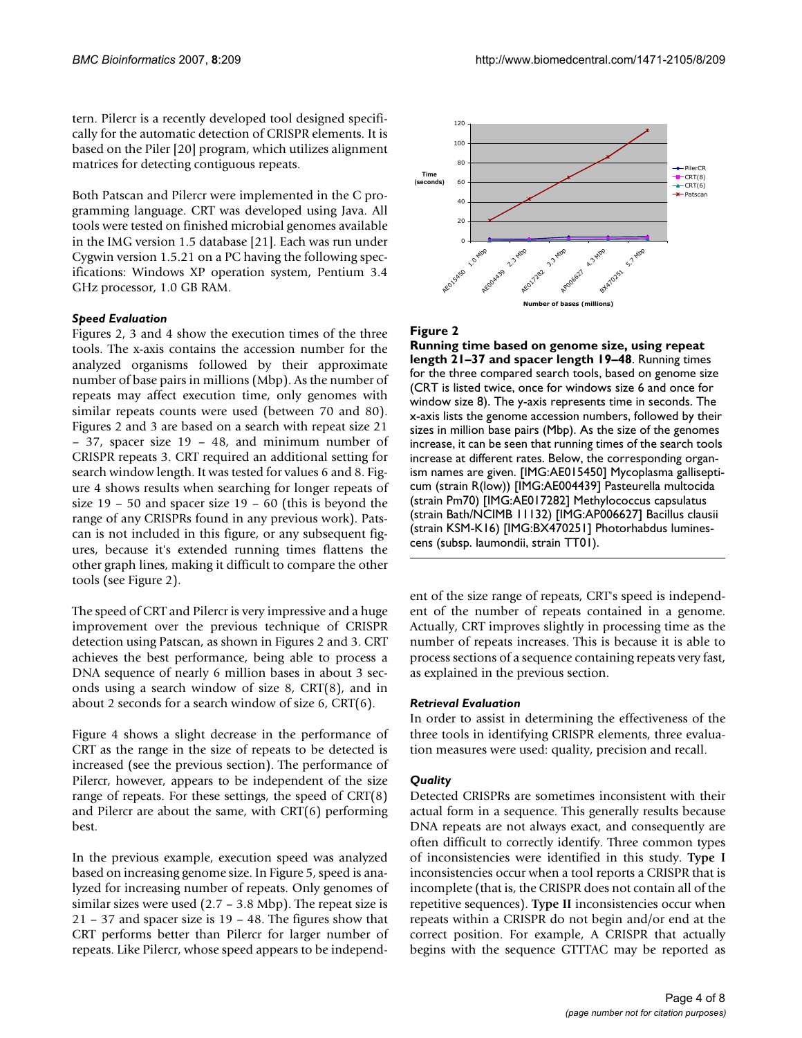tern. Pilercr is a recently developed tool designed specifically for the automatic detection of CRISPR elements. It is based on the Piler [20] program, which utilizes alignment matrices for detecting contiguous repeats.

Both Patscan and Pilercr were implemented in the C programming language. CRT was developed using Java. All tools were tested on finished microbial genomes available in the IMG version 1.5 database [21]. Each was run under Cygwin version 1.5.21 on a PC having the following specifications: Windows XP operating system, Pentium 3.4 GHz processor, 1.0 GB RAM.

### *Speed Evaluation*

Figures 2, 3 and 4 show the execution times of the three tools. The x-axis contains the accession number for the analyzed organisms followed by their approximate number of base pairs in millions (Mbp). As the number of repeats may affect execution time, only genomes with similar repeats counts were used (between 70 and 80). Figures 2 and 3 are based on a search with repeat size 21 – 37, spacer size 19 – 48, and minimum number of CRISPR repeats 3. CRT required an additional setting for search window length. It was tested for values 6 and 8. Figure 4 shows results when searching for longer repeats of size 19 – 50 and spacer size 19 – 60 (this is beyond the range of any CRISPRs found in any previous work). Patscan is not included in this figure, or any subsequent figures, because it's extended running times flattens the other graph lines, making it difficult to compare the other tools (see Figure 2).

The speed of CRT and Pilercr is very impressive and a huge improvement over the previous technique of CRISPR detection using Patscan, as shown in Figures 2 and 3. CRT achieves the best performance, being able to process a DNA sequence of nearly 6 million bases in about 3 seconds using a search window of size 8, CRT(8), and in about 2 seconds for a search window of size 6, CRT(6).

Figure 4 shows a slight decrease in the performance of CRT as the range in the size of repeats to be detected is increased (see the previous section). The performance of Pilercr, however, appears to be independent of the size range of repeats. For these settings, the speed of CRT(8) and Pilercr are about the same, with CRT(6) performing best.

In the previous example, execution speed was analyzed based on increasing genome size. In Figure 5, speed is analyzed for increasing number of repeats. Only genomes of similar sizes were used (2.7 – 3.8 Mbp). The repeat size is 21 – 37 and spacer size is 19 – 48. The figures show that CRT performs better than Pilercr for larger number of repeats. Like Pilercr, whose speed appears to be independent of the size range of repeats, CRT's speed is independent of the number of repeats contained in a genome. Actually, CRT improves slightly in processing time as the number of repeats increases. This is because it is able to process sections of a sequence containing repeats very fast, as explained in the previous section.

**Figure 2**

**Running time based on genome size, using repeat length 21–37 and spacer length 19–48**. Running times for the three compared search tools, based on genome size (CRT is listed twice, once for windows size 6 and once for window size 8). The y-axis represents time in seconds. The x-axis lists the genome accession numbers, followed by their sizes in million base pairs (Mbp). As the size of the genomes increase, it can be seen that running times of the search tools increase at different rates. Below, the corresponding organism names are given. [IMG:AE015450] Mycoplasma gallisepticum (strain R(low)) [IMG:AE004439] Pasteurella multocida (strain Pm70) [IMG:AE017282] Methylococcus capsulatus (strain Bath/NCIMB 11132) [IMG:AP006627] Bacillus clausii (strain KSM-K16) [IMG:BX470251] Photorhabdus luminescens (subsp. laumondii, strain TT01).

### *Retrieval Evaluation*

In order to assist in determining the effectiveness of the three tools in identifying CRISPR elements, three evaluation measures were used: quality, precision and recall.

### *Quality*

Detected CRISPRs are sometimes inconsistent with their actual form in a sequence. This generally results because DNA repeats are not always exact, and consequently are often difficult to correctly identify. Three common types of inconsistencies were identified in this study. **Type I** inconsistencies occur when a tool reports a CRISPR that is incomplete (that is, the CRISPR does not contain all of the repetitive sequences). **Type II** inconsistencies occur when repeats within a CRISPR do not begin and/or end at the correct position. For example, A CRISPR that actually begins with the sequence GTTTAC may be reported as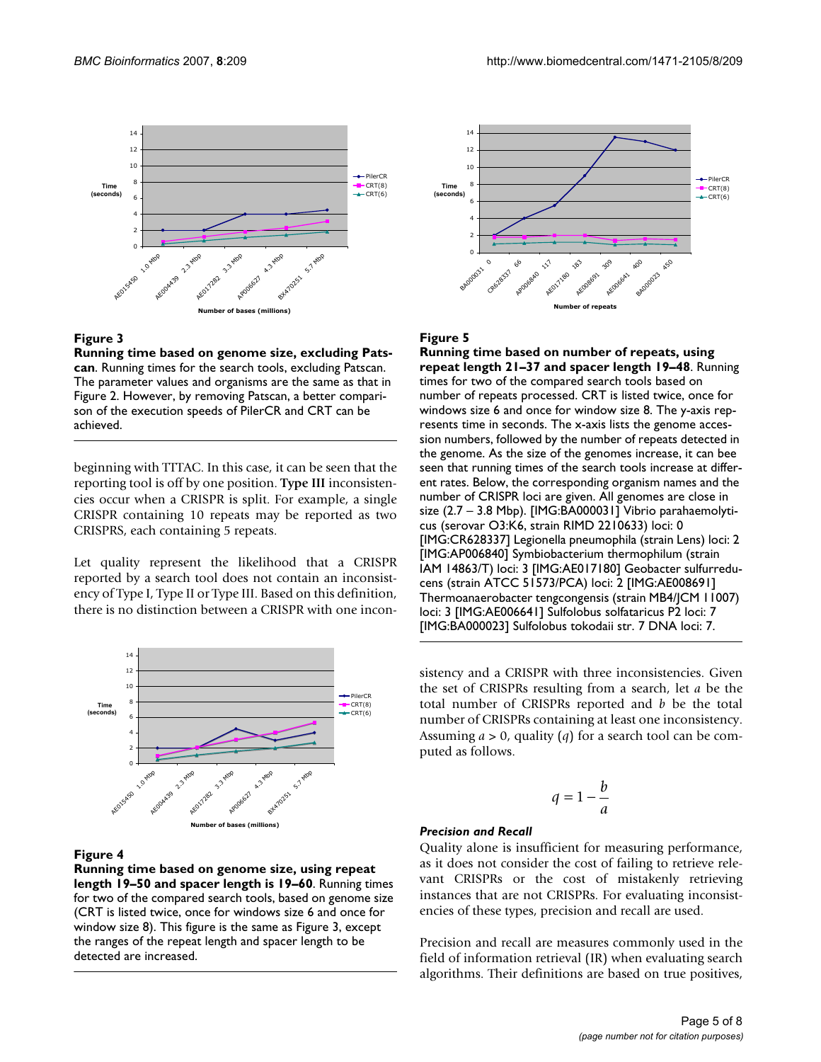**Figure 3**

**Running time based on genome size, excluding Patscan**. Running times for the search tools, excluding Patscan. The parameter values and organisms are the same as that in Figure 2. However, by removing Patscan, a better comparison of the execution speeds of PilerCR and CRT can be achieved.

**Figure 5**

**Running time based on number of repeats, using repeat length 21–37 and spacer length 19–48**. Running times for two of the compared search tools based on number of repeats processed. CRT is listed twice, once for windows size 6 and once for window size 8. The y-axis represents time in seconds. The x-axis lists the genome accession numbers, followed by the number of repeats detected in the genome. As the size of the genomes increase, it can bee seen that running times of the search tools increase at different rates. Below, the corresponding organism names and the number of CRISPR loci are given. All genomes are close in size (2.7 – 3.8 Mbp). [IMG:BA000031] Vibrio parahaemolyticus (serovar O3:K6, strain RIMD 2210633) loci: 0 [IMG:CR628337] Legionella pneumophila (strain Lens) loci: 2 [IMG:AP006840] Symbiobacterium thermophilum (strain IAM 14863/T) loci: 3 [IMG:AE017180] Geobacter sulfurreducens (strain ATCC 51573/PCA) loci: 2 [IMG:AE008691] Thermoanaerobacter tengcongensis (strain MB4/JCM 11007) loci: 3 [IMG:AE006641] Sulfolobus solfataricus P2 loci: 7 [IMG:BA000023] Sulfolobus tokodaii str. 7 DNA loci: 7.

beginning with TTTAC. In this case, it can be seen that the reporting tool is off by one position. **Type III** inconsistencies occur when a CRISPR is split. For example, a single CRISPR containing 10 repeats may be reported as two CRISPRS, each containing 5 repeats.

Let quality represent the likelihood that a CRISPR reported by a search tool does not contain an inconsistency of Type I, Type II or Type III. Based on this definition, there is no distinction between a CRISPR with one inconsistency and a CRISPR with three inconsistencies. Given the set of CRISPRs resulting from a search, let $a$ be the total number of CRISPRs reported and $b$ be the total number of CRISPRs containing at least one inconsistency. Assuming $a > 0$, quality ($q$) for a search tool can be computed as follows.

$$q = 1 - \frac{b}{a}$$

**Figure 4**

**Running time based on genome size, using repeat length 19–50 and spacer length is 19–60**. Running times for two of the compared search tools, based on genome size (CRT is listed twice, once for windows size 6 and once for window size 8). This figure is the same as Figure 3, except the ranges of the repeat length and spacer length to be detected are increased.

### *Precision and Recall*

Quality alone is insufficient for measuring performance, as it does not consider the cost of failing to retrieve relevant CRISPRs or the cost of mistakenly retrieving instances that are not CRISPRs. For evaluating inconsistencies of these types, precision and recall are used.

Precision and recall are measures commonly used in the field of information retrieval (IR) when evaluating search algorithms. Their definitions are based on true positives,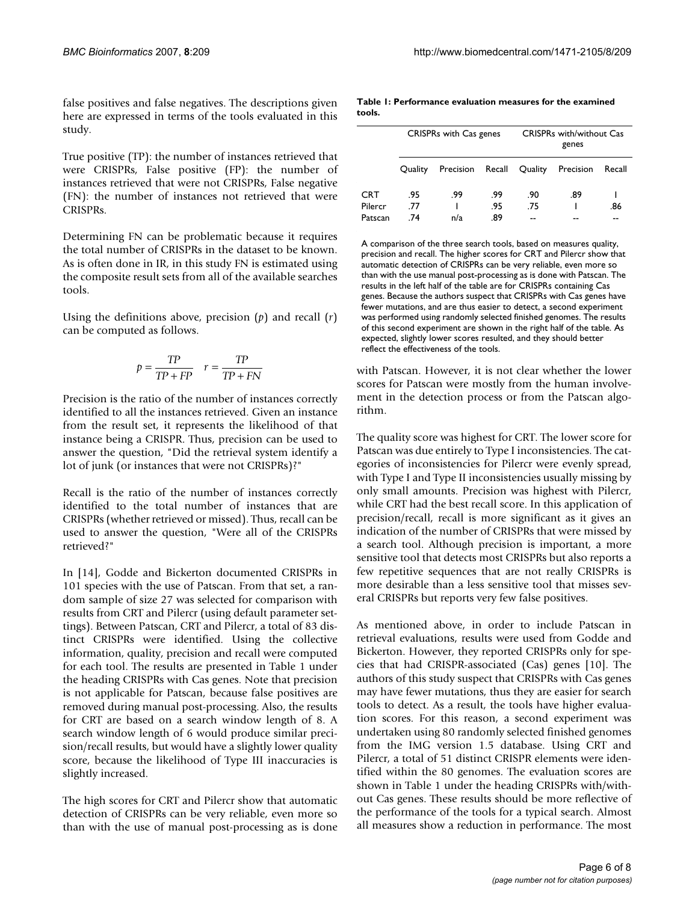false positives and false negatives. The descriptions given here are expressed in terms of the tools evaluated in this study.

True positive (TP): the number of instances retrieved that were CRISPRs, False positive (FP): the number of instances retrieved that were not CRISPRs, False negative (FN): the number of instances not retrieved that were CRISPRs.

Determining FN can be problematic because it requires the total number of CRISPRs in the dataset to be known. As is often done in IR, in this study FN is estimated using the composite result sets from all of the available searches tools.

Using the definitions above, precision ($p$) and recall ($r$) can be computed as follows.

$$p = \frac{TP}{TP + FP} \quad r = \frac{TP}{TP + FN}$$

Precision is the ratio of the number of instances correctly identified to all the instances retrieved. Given an instance from the result set, it represents the likelihood of that instance being a CRISPR. Thus, precision can be used to answer the question, "Did the retrieval system identify a lot of junk (or instances that were not CRISPRs)?"

Recall is the ratio of the number of instances correctly identified to the total number of instances that are CRISPRs (whether retrieved or missed). Thus, recall can be used to answer the question, "Were all of the CRISPRs retrieved?"

In [14], Godde and Bickerton documented CRISPRs in 101 species with the use of Patscan. From that set, a random sample of size 27 was selected for comparison with results from CRT and Pilercr (using default parameter settings). Between Patscan, CRT and Pilercr, a total of 83 distinct CRISPRs were identified. Using the collective information, quality, precision and recall were computed for each tool. The results are presented in Table 1 under the heading CRISPRs with Cas genes. Note that precision is not applicable for Patscan, because false positives are removed during manual post-processing. Also, the results for CRT are based on a search window length of 8. A search window length of 6 would produce similar precision/recall results, but would have a slightly lower quality score, because the likelihood of Type III inaccuracies is slightly increased.

The high scores for CRT and Pilercr show that automatic detection of CRISPRs can be very reliable, even more so than with the use of manual post-processing as is done with Patscan. However, it is not clear whether the lower scores for Patscan were mostly from the human involvement in the detection process or from the Patscan algorithm.

**Table 1: Performance evaluation measures for the examined tools.**

| | CRISPRs with Cas genes | | | CRISPRs with/without Cas genes | | |
|---|---|---|---|---|---|---|
| | Quality | Precision | Recall | Quality | Precision | Recall |
| CRT | .95 | .99 | .99 | .90 | .89 | 1 |
| Pilercr | .77 | 1 | .95 | .75 | 1 | .86 |
| Patscan | .74 | n/a | .89 | -- | -- | -- |

A comparison of the three search tools, based on measures quality, precision and recall. The higher scores for CRT and Pilercr show that automatic detection of CRISPRs can be very reliable, even more so than with the use manual post-processing as is done with Patscan. The results in the left half of the table are for CRISPRs containing Cas genes. Because the authors suspect that CRISPRs with Cas genes have fewer mutations, and are thus easier to detect, a second experiment was performed using randomly selected finished genomes. The results of this second experiment are shown in the right half of the table. As expected, slightly lower scores resulted, and they should better reflect the effectiveness of the tools.

The quality score was highest for CRT. The lower score for Patscan was due entirely to Type I inconsistencies. The categories of inconsistencies for Pilercr were evenly spread, with Type I and Type II inconsistencies usually missing by only small amounts. Precision was highest with Pilercr, while CRT had the best recall score. In this application of precision/recall, recall is more significant as it gives an indication of the number of CRISPRs that were missed by a search tool. Although precision is important, a more sensitive tool that detects most CRISPRs but also reports a few repetitive sequences that are not really CRISPRs is more desirable than a less sensitive tool that misses several CRISPRs but reports very few false positives.

As mentioned above, in order to include Patscan in retrieval evaluations, results were used from Godde and Bickerton. However, they reported CRISPRs only for species that had CRISPR-associated (Cas) genes [10]. The authors of this study suspect that CRISPRs with Cas genes may have fewer mutations, thus they are easier for search tools to detect. As a result, the tools have higher evaluation scores. For this reason, a second experiment was undertaken using 80 randomly selected finished genomes from the IMG version 1.5 database. Using CRT and Pilercr, a total of 51 distinct CRISPR elements were identified within the 80 genomes. The evaluation scores are shown in Table 1 under the heading CRISPRs with/without Cas genes. These results should be more reflective of the performance of the tools for a typical search. Almost all measures show a reduction in performance. The most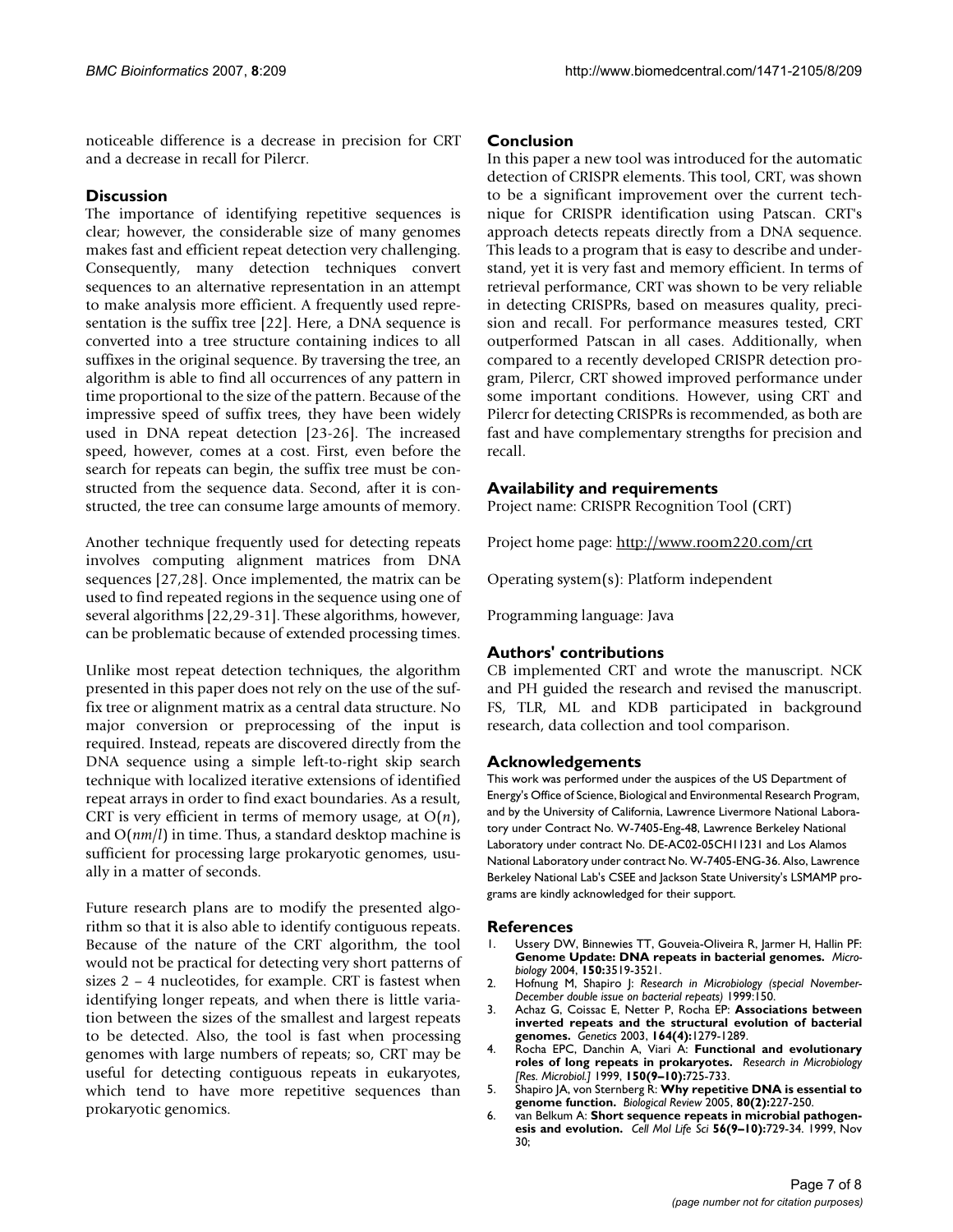noticeable difference is a decrease in precision for CRT and a decrease in recall for Pilercr.

## Discussion

The importance of identifying repetitive sequences is clear; however, the considerable size of many genomes makes fast and efficient repeat detection very challenging. Consequently, many detection techniques convert sequences to an alternative representation in an attempt to make analysis more efficient. A frequently used representation is the suffix tree [22]. Here, a DNA sequence is converted into a tree structure containing indices to all suffixes in the original sequence. By traversing the tree, an algorithm is able to find all occurrences of any pattern in time proportional to the size of the pattern. Because of the impressive speed of suffix trees, they have been widely used in DNA repeat detection [23-26]. The increased speed, however, comes at a cost. First, even before the search for repeats can begin, the suffix tree must be constructed from the sequence data. Second, after it is constructed, the tree can consume large amounts of memory.

Another technique frequently used for detecting repeats involves computing alignment matrices from DNA sequences [27,28]. Once implemented, the matrix can be used to find repeated regions in the sequence using one of several algorithms [22,29-31]. These algorithms, however, can be problematic because of extended processing times.

Unlike most repeat detection techniques, the algorithm presented in this paper does not rely on the use of the suffix tree or alignment matrix as a central data structure. No major conversion or preprocessing of the input is required. Instead, repeats are discovered directly from the DNA sequence using a simple left-to-right skip search technique with localized iterative extensions of identified repeat arrays in order to find exact boundaries. As a result, CRT is very efficient in terms of memory usage, at $O(n)$, and $O(nm/l)$ in time. Thus, a standard desktop machine is sufficient for processing large prokaryotic genomes, usually in a matter of seconds.

Future research plans are to modify the presented algorithm so that it is also able to identify contiguous repeats. Because of the nature of the CRT algorithm, the tool would not be practical for detecting very short patterns of sizes 2 – 4 nucleotides, for example. CRT is fastest when identifying longer repeats, and when there is little variation between the sizes of the smallest and largest repeats to be detected. Also, the tool is fast when processing genomes with large numbers of repeats; so, CRT may be useful for detecting contiguous repeats in eukaryotes, which tend to have more repetitive sequences than prokaryotic genomics.

## Conclusion

In this paper a new tool was introduced for the automatic detection of CRISPR elements. This tool, CRT, was shown to be a significant improvement over the current technique for CRISPR identification using Patscan. CRT's approach detects repeats directly from a DNA sequence. This leads to a program that is easy to describe and understand, yet it is very fast and memory efficient. In terms of retrieval performance, CRT was shown to be very reliable in detecting CRISPRs, based on measures quality, precision and recall. For performance measures tested, CRT outperformed Patscan in all cases. Additionally, when compared to a recently developed CRISPR detection program, Pilercr, CRT showed improved performance under some important conditions. However, using CRT and Pilercr for detecting CRISPRs is recommended, as both are fast and have complementary strengths for precision and recall.

## Availability and requirements

Project name: CRISPR Recognition Tool (CRT)

Project home page: http://www.room220.com/crt

Operating system(s): Platform independent

Programming language: Java

## Authors' contributions

CB implemented CRT and wrote the manuscript. NCK and PH guided the research and revised the manuscript. FS, TLR, ML and KDB participated in background research, data collection and tool comparison.

## Acknowledgements

This work was performed under the auspices of the US Department of Energy's Office of Science, Biological and Environmental Research Program, and by the University of California, Lawrence Livermore National Laboratory under Contract No. W-7405-Eng-48, Lawrence Berkeley National Laboratory under contract No. DE-AC02-05CH11231 and Los Alamos National Laboratory under contract No. W-7405-ENG-36. Also, Lawrence Berkeley National Lab's CSEE and Jackson State University's LSMAMP programs are kindly acknowledged for their support.

## References

1. Ussery DW, Binnewies TT, Gouveia-Oliveira R, Jarmer H, Hallin PF: **Genome Update: DNA repeats in bacterial genomes.** *Microbiology* 2004, **150:**3519-3521.
2. Hofnung M, Shapiro J: *Research in Microbiology (special November-December double issue on bacterial repeats)* 1999:150.
3. Achaz G, Coissac E, Netter P, Rocha EP: **Associations between inverted repeats and the structural evolution of bacterial genomes.** *Genetics* 2003, **164(4):**1279-1289.
4. Rocha EPC, Danchin A, Viari A: **Functional and evolutionary roles of long repeats in prokaryotes.** *Research in Microbiology [Res. Microbiol.]* 1999, **150(9–10):**725-733.
5. Shapiro JA, von Sternberg R: **Why repetitive DNA is essential to genome function.** *Biological Review* 2005, **80(2):**227-250.
6. van Belkum A: **Short sequence repeats in microbial pathogenesis and evolution.** *Cell Mol Life Sci* **56(9–10):**729-34. 1999, Nov 30;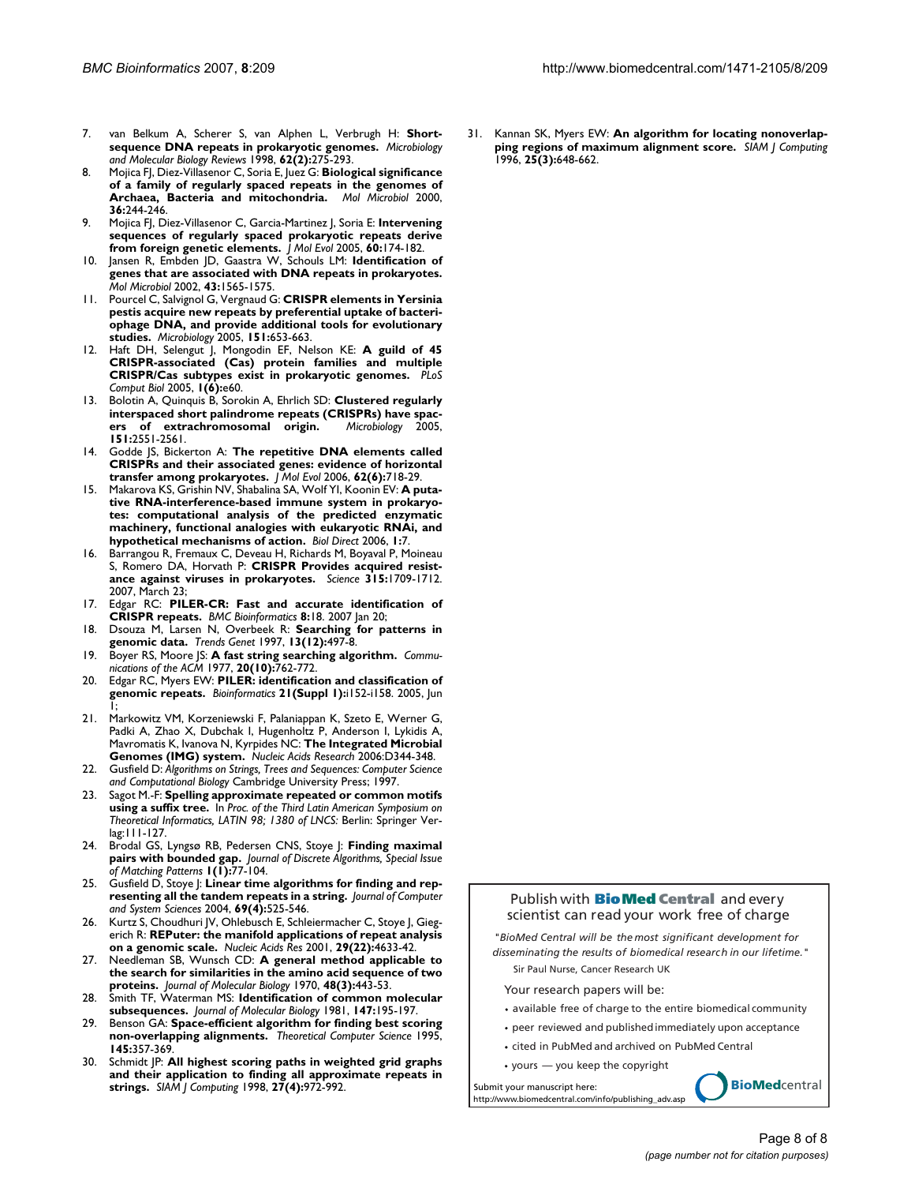7. van Belkum A, Scherer S, van Alphen L, Verbrugh H: **Short-sequence DNA repeats in prokaryotic genomes.** *Microbiology and Molecular Biology Reviews* 1998, **62(2):**275-293.
8. Mojica FJ, Diez-Villasenor C, Soria E, Juez G: **Biological significance of a family of regularly spaced repeats in the genomes of Archaea, Bacteria and mitochondria.** *Mol Microbiol* 2000, **36:**244-246.
9. Mojica FJ, Diez-Villasenor C, Garcia-Martinez J, Soria E: **Intervening sequences of regularly spaced prokaryotic repeats derive from foreign genetic elements.** *J Mol Evol* 2005, **60:**174-182.
10. Jansen R, Embden JD, Gaastra W, Schouls LM: **Identification of genes that are associated with DNA repeats in prokaryotes.** *Mol Microbiol* 2002, **43:**1565-1575.
11. Pourcel C, Salvignol G, Vergnaud G: **CRISPR elements in Yersinia pestis acquire new repeats by preferential uptake of bacteriophage DNA, and provide additional tools for evolutionary studies.** *Microbiology* 2005, **151:**653-663.
12. Haft DH, Selengut J, Mongodin EF, Nelson KE: **A guild of 45 CRISPR-associated (Cas) protein families and multiple CRISPR/Cas subtypes exist in prokaryotic genomes.** *PLoS Comput Biol* 2005, **1(6):**e60.
13. Bolotin A, Quinquis B, Sorokin A, Ehrlich SD: **Clustered regularly interspaced short palindrome repeats (CRISPRs) have spacers of extrachromosomal origin.** *Microbiology* 2005, **151:**2551-2561.
14. Godde JS, Bickerton A: **The repetitive DNA elements called CRISPRs and their associated genes: evidence of horizontal transfer among prokaryotes.** *J Mol Evol* 2006, **62(6):**718-29.
15. Makarova KS, Grishin NV, Shabalina SA, Wolf YI, Koonin EV: **A putative RNA-interference-based immune system in prokaryotes: computational analysis of the predicted enzymatic machinery, functional analogies with eukaryotic RNAi, and hypothetical mechanisms of action.** *Biol Direct* 2006, **1:**7.
16. Barrangou R, Fremaux C, Deveau H, Richards M, Boyaval P, Moineau S, Romero DA, Horvath P: **CRISPR Provides acquired resistance against viruses in prokaryotes.** *Science* **315:**1709-1712. 2007, March 23;
17. Edgar RC: **PILER-CR: Fast and accurate identification of CRISPR repeats.** *BMC Bioinformatics* **8:**18. 2007 Jan 20;
18. Dsouza M, Larsen N, Overbeek R: **Searching for patterns in genomic data.** *Trends Genet* 1997, **13(12):**497-8.
19. Boyer RS, Moore JS: **A fast string searching algorithm.** *Communications of the ACM* 1977, **20(10):**762-772.
20. Edgar RC, Myers EW: **PILER: identification and classification of genomic repeats.** *Bioinformatics* **21(Suppl 1):**i152-i158. 2005, Jun 1;
21. Markowitz VM, Korzeniewski F, Palaniappan K, Szeto E, Werner G, Padki A, Zhao X, Dubchak I, Hugenholtz P, Anderson I, Lykidis A, Mavromatis K, Ivanova N, Kyrpides NC: **The Integrated Microbial Genomes (IMG) system.** *Nucleic Acids Research* 2006:D344-348.
22. Gusfield D: *Algorithms on Strings, Trees and Sequences: Computer Science and Computational Biology* Cambridge University Press; 1997.
23. Sagot M.-F: **Spelling approximate repeated or common motifs using a suffix tree.** In *Proc. of the Third Latin American Symposium on Theoretical Informatics, LATIN 98; 1380 of LNCS:* Berlin: Springer Verlag:111-127.
24. Brodal GS, Lyngsø RB, Pedersen CNS, Stoye J: **Finding maximal pairs with bounded gap.** *Journal of Discrete Algorithms, Special Issue of Matching Patterns* **1(1):**77-104.
25. Gusfield D, Stoye J: **Linear time algorithms for finding and representing all the tandem repeats in a string.** *Journal of Computer and System Sciences* 2004, **69(4):**525-546.
26. Kurtz S, Choudhuri JV, Ohlebusch E, Schleiermacher C, Stoye J, Giegerich R: **REPuter: the manifold applications of repeat analysis on a genomic scale.** *Nucleic Acids Res* 2001, **29(22):**4633-42.
27. Needleman SB, Wunsch CD: **A general method applicable to the search for similarities in the amino acid sequence of two proteins.** *Journal of Molecular Biology* 1970, **48(3):**443-53.
28. Smith TF, Waterman MS: **Identification of common molecular subsequences.** *Journal of Molecular Biology* 1981, **147:**195-197.
29. Benson GA: **Space-efficient algorithm for finding best scoring non-overlapping alignments.** *Theoretical Computer Science* 1995, **145:**357-369.
30. Schmidt JP: **All highest scoring paths in weighted grid graphs and their application to finding all approximate repeats in strings.** *SIAM J Computing* 1998, **27(4):**972-992.
31. Kannan SK, Myers EW: **An algorithm for locating nonoverlapping regions of maximum alignment score.** *SIAM J Computing* 1996, **25(3):**648-662.

Publish with **BioMed Central** and every scientist can read your work free of charge

*"BioMed Central will be the most significant development for disseminating the results of biomedical research in our lifetime."*

Sir Paul Nurse, Cancer Research UK

Your research papers will be:

- available free of charge to the entire biomedical community
- peer reviewed and published immediately upon acceptance
- cited in PubMed and archived on PubMed Central
- yours — you keep the copyright

Submit your manuscript here:
http://www.biomedcentral.com/info/publishing_adv.asp

BioMedcentral